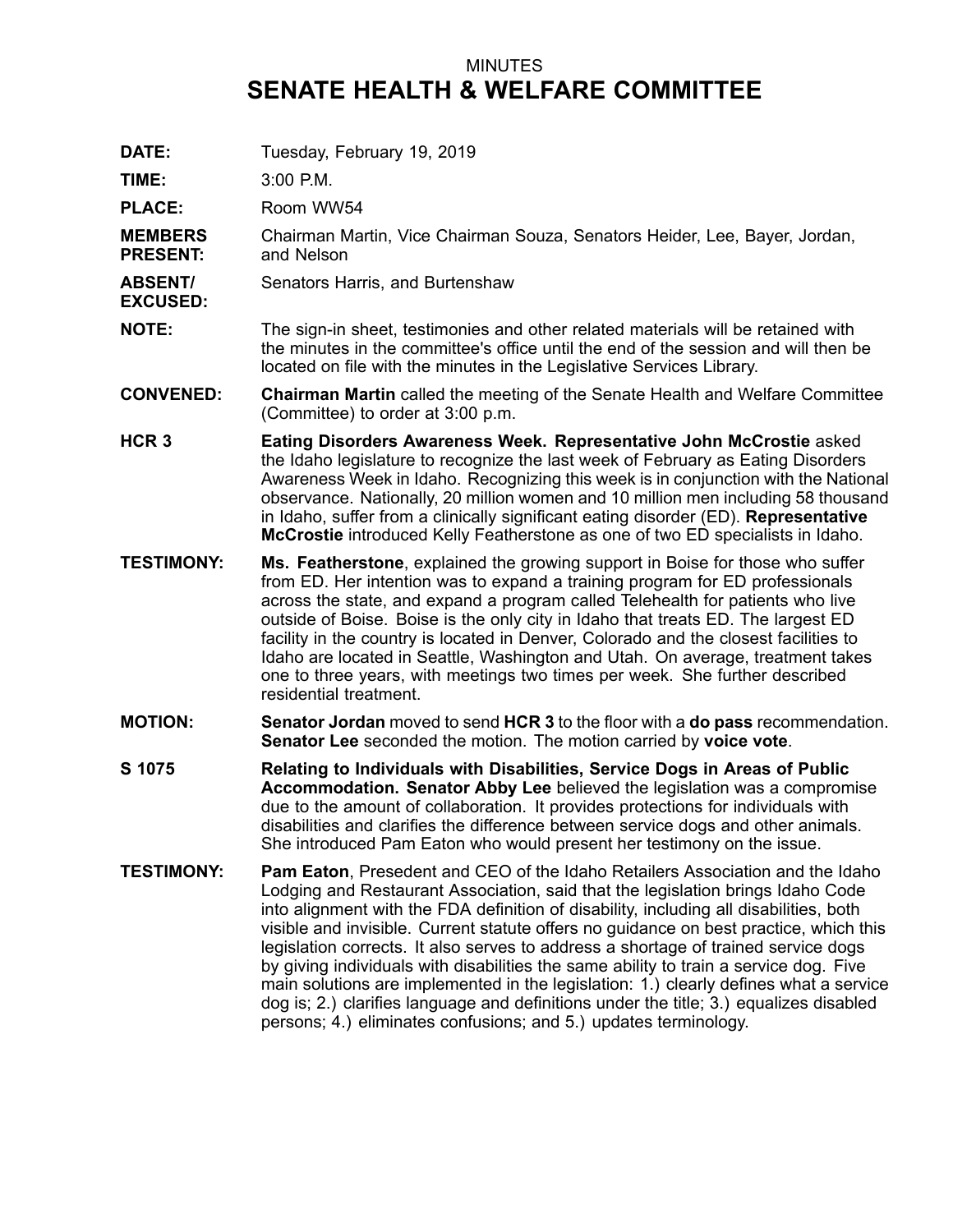MINUTES

# SENATE HEALTH & WELFARE COMMITTEE

**DATE:** Tuesday, February 19, 2019

**TIME:** 3:00 P.M.

**PLACE:** Room WW54

**MEMBERS PRESENT:** Chairman Martin, Vice Chairman Souza, Senators Heider, Lee, Bayer, Jordan, and Nelson

**ABSENT/ EXCUSED:** Senators Harris, and Burtenshaw

**NOTE:** The sign-in sheet, testimonies and other related materials will be retained with the minutes in the committee's office until the end of the session and will then be located on file with the minutes in the Legislative Services Library.

**CONVENED:** **Chairman Martin** called the meeting of the Senate Health and Welfare Committee (Committee) to order at 3:00 p.m.

**HCR 3** **Eating Disorders Awareness Week. Representative John McCrostie** asked the Idaho legislature to recognize the last week of February as Eating Disorders Awareness Week in Idaho. Recognizing this week is in conjunction with the National observance. Nationally, 20 million women and 10 million men including 58 thousand in Idaho, suffer from a clinically significant eating disorder (ED). **Representative McCrostie** introduced Kelly Featherstone as one of two ED specialists in Idaho.

**TESTIMONY:** **Ms. Featherstone**, explained the growing support in Boise for those who suffer from ED. Her intention was to expand a training program for ED professionals across the state, and expand a program called Telehealth for patients who live outside of Boise. Boise is the only city in Idaho that treats ED. The largest ED facility in the country is located in Denver, Colorado and the closest facilities to Idaho are located in Seattle, Washington and Utah. On average, treatment takes one to three years, with meetings two times per week. She further described residential treatment.

**MOTION:** **Senator Jordan** moved to send **HCR 3** to the floor with a **do pass** recommendation. **Senator Lee** seconded the motion. The motion carried by **voice vote**.

**S 1075** **Relating to Individuals with Disabilities, Service Dogs in Areas of Public Accommodation. Senator Abby Lee** believed the legislation was a compromise due to the amount of collaboration. It provides protections for individuals with disabilities and clarifies the difference between service dogs and other animals. She introduced Pam Eaton who would present her testimony on the issue.

**TESTIMONY:** **Pam Eaton**, Presedent and CEO of the Idaho Retailers Association and the Idaho Lodging and Restaurant Association, said that the legislation brings Idaho Code into alignment with the FDA definition of disability, including all disabilities, both visible and invisible. Current statute offers no guidance on best practice, which this legislation corrects. It also serves to address a shortage of trained service dogs by giving individuals with disabilities the same ability to train a service dog. Five main solutions are implemented in the legislation: 1.) clearly defines what a service dog is; 2.) clarifies language and definitions under the title; 3.) equalizes disabled persons; 4.) eliminates confusions; and 5.) updates terminology.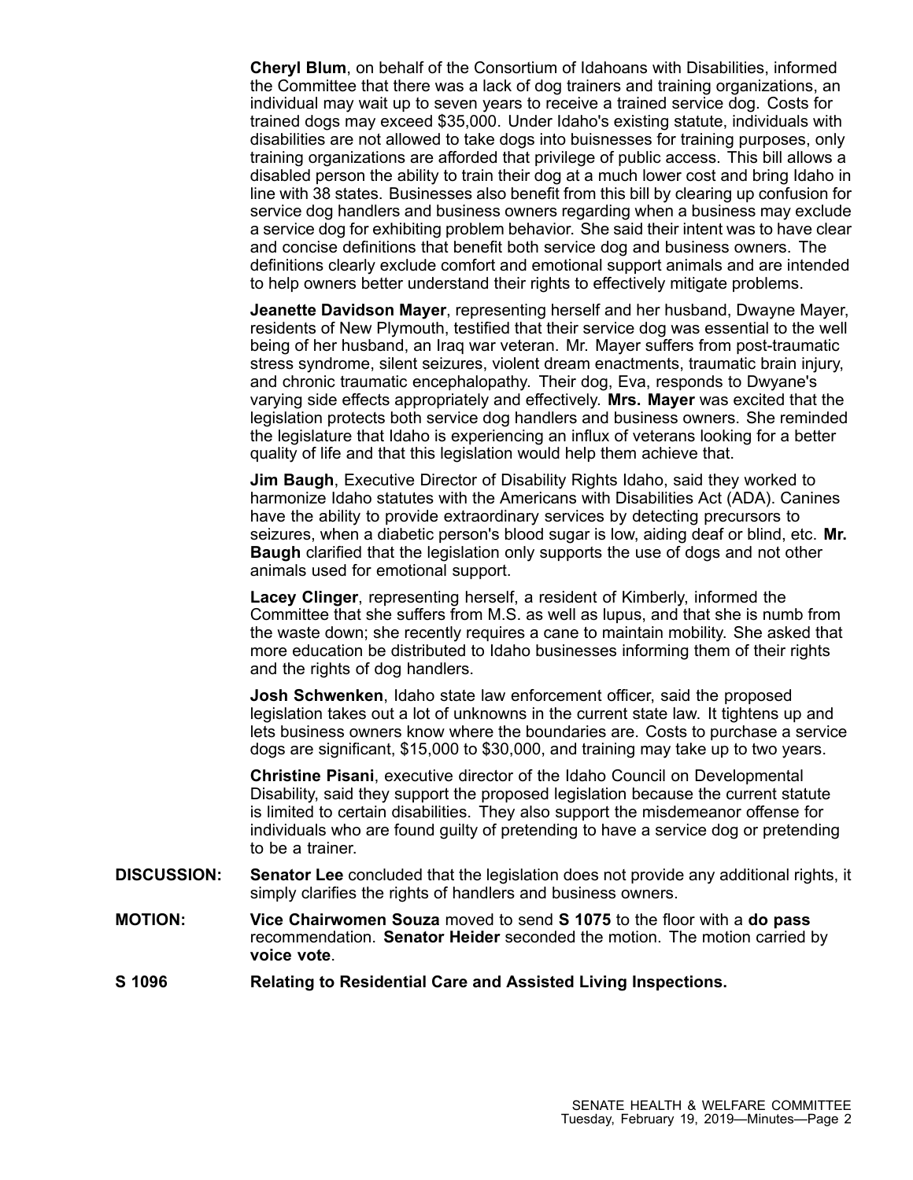**Cheryl Blum**, on behalf of the Consortium of Idahoans with Disabilities, informed the Committee that there was a lack of dog trainers and training organizations, an individual may wait up to seven years to receive a trained service dog. Costs for trained dogs may exceed $35,000. Under Idaho's existing statute, individuals with disabilities are not allowed to take dogs into buisnesses for training purposes, only training organizations are afforded that privilege of public access. This bill allows a disabled person the ability to train their dog at a much lower cost and bring Idaho in line with 38 states. Businesses also benefit from this bill by clearing up confusion for service dog handlers and business owners regarding when a business may exclude a service dog for exhibiting problem behavior. She said their intent was to have clear and concise definitions that benefit both service dog and business owners. The definitions clearly exclude comfort and emotional support animals and are intended to help owners better understand their rights to effectively mitigate problems.

**Jeanette Davidson Mayer**, representing herself and her husband, Dwayne Mayer, residents of New Plymouth, testified that their service dog was essential to the well being of her husband, an Iraq war veteran. Mr. Mayer suffers from post-traumatic stress syndrome, silent seizures, violent dream enactments, traumatic brain injury, and chronic traumatic encephalopathy. Their dog, Eva, responds to Dwyane's varying side effects appropriately and effectively. **Mrs. Mayer** was excited that the legislation protects both service dog handlers and business owners. She reminded the legislature that Idaho is experiencing an influx of veterans looking for a better quality of life and that this legislation would help them achieve that.

**Jim Baugh**, Executive Director of Disability Rights Idaho, said they worked to harmonize Idaho statutes with the Americans with Disabilities Act (ADA). Canines have the ability to provide extraordinary services by detecting precursors to seizures, when a diabetic person's blood sugar is low, aiding deaf or blind, etc. **Mr. Baugh** clarified that the legislation only supports the use of dogs and not other animals used for emotional support.

**Lacey Clinger**, representing herself, a resident of Kimberly, informed the Committee that she suffers from M.S. as well as lupus, and that she is numb from the waste down; she recently requires a cane to maintain mobility. She asked that more education be distributed to Idaho businesses informing them of their rights and the rights of dog handlers.

**Josh Schwenken**, Idaho state law enforcement officer, said the proposed legislation takes out a lot of unknowns in the current state law. It tightens up and lets business owners know where the boundaries are. Costs to purchase a service dogs are significant, $15,000 to $30,000, and training may take up to two years.

**Christine Pisani**, executive director of the Idaho Council on Developmental Disability, said they support the proposed legislation because the current statute is limited to certain disabilities. They also support the misdemeanor offense for individuals who are found guilty of pretending to have a service dog or pretending to be a trainer.

**DISCUSSION:** **Senator Lee** concluded that the legislation does not provide any additional rights, it simply clarifies the rights of handlers and business owners.

**MOTION:** **Vice Chairwomen Souza** moved to send **S 1075** to the floor with a **do pass** recommendation. **Senator Heider** seconded the motion. The motion carried by **voice vote**.

**S 1096** **Relating to Residential Care and Assisted Living Inspections.**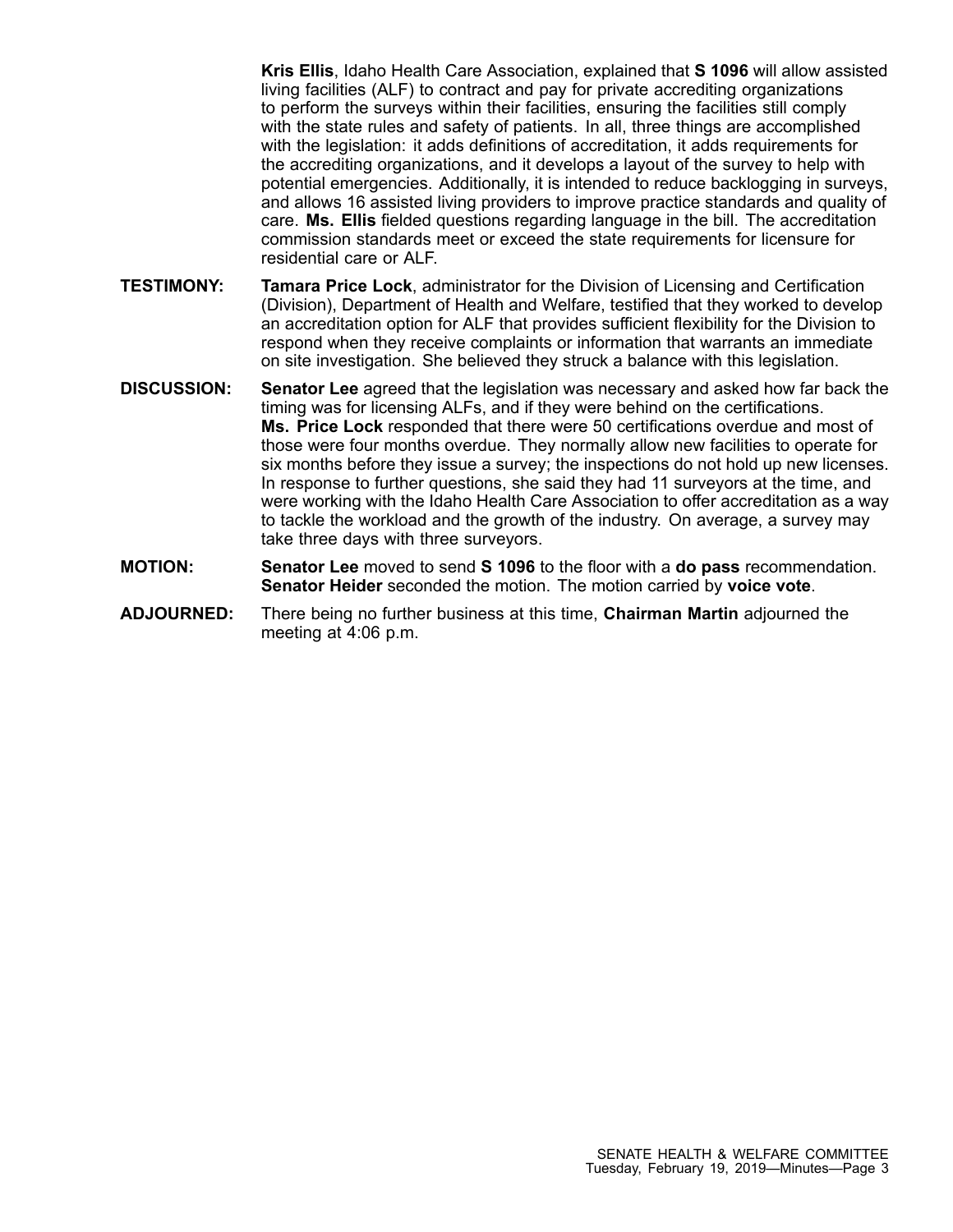**Kris Ellis**, Idaho Health Care Association, explained that **S 1096** will allow assisted living facilities (ALF) to contract and pay for private accrediting organizations to perform the surveys within their facilities, ensuring the facilities still comply with the state rules and safety of patients. In all, three things are accomplished with the legislation: it adds definitions of accreditation, it adds requirements for the accrediting organizations, and it develops a layout of the survey to help with potential emergencies. Additionally, it is intended to reduce backlogging in surveys, and allows 16 assisted living providers to improve practice standards and quality of care. **Ms. Ellis** fielded questions regarding language in the bill. The accreditation commission standards meet or exceed the state requirements for licensure for residential care or ALF.

**TESTIMONY:** **Tamara Price Lock**, administrator for the Division of Licensing and Certification (Division), Department of Health and Welfare, testified that they worked to develop an accreditation option for ALF that provides sufficient flexibility for the Division to respond when they receive complaints or information that warrants an immediate on site investigation. She believed they struck a balance with this legislation.

**DISCUSSION:** **Senator Lee** agreed that the legislation was necessary and asked how far back the timing was for licensing ALFs, and if they were behind on the certifications. **Ms. Price Lock** responded that there were 50 certifications overdue and most of those were four months overdue. They normally allow new facilities to operate for six months before they issue a survey; the inspections do not hold up new licenses. In response to further questions, she said they had 11 surveyors at the time, and were working with the Idaho Health Care Association to offer accreditation as a way to tackle the workload and the growth of the industry. On average, a survey may take three days with three surveyors.

**MOTION:** **Senator Lee** moved to send **S 1096** to the floor with a **do pass** recommendation. **Senator Heider** seconded the motion. The motion carried by **voice vote**.

**ADJOURNED:** There being no further business at this time, **Chairman Martin** adjourned the meeting at 4:06 p.m.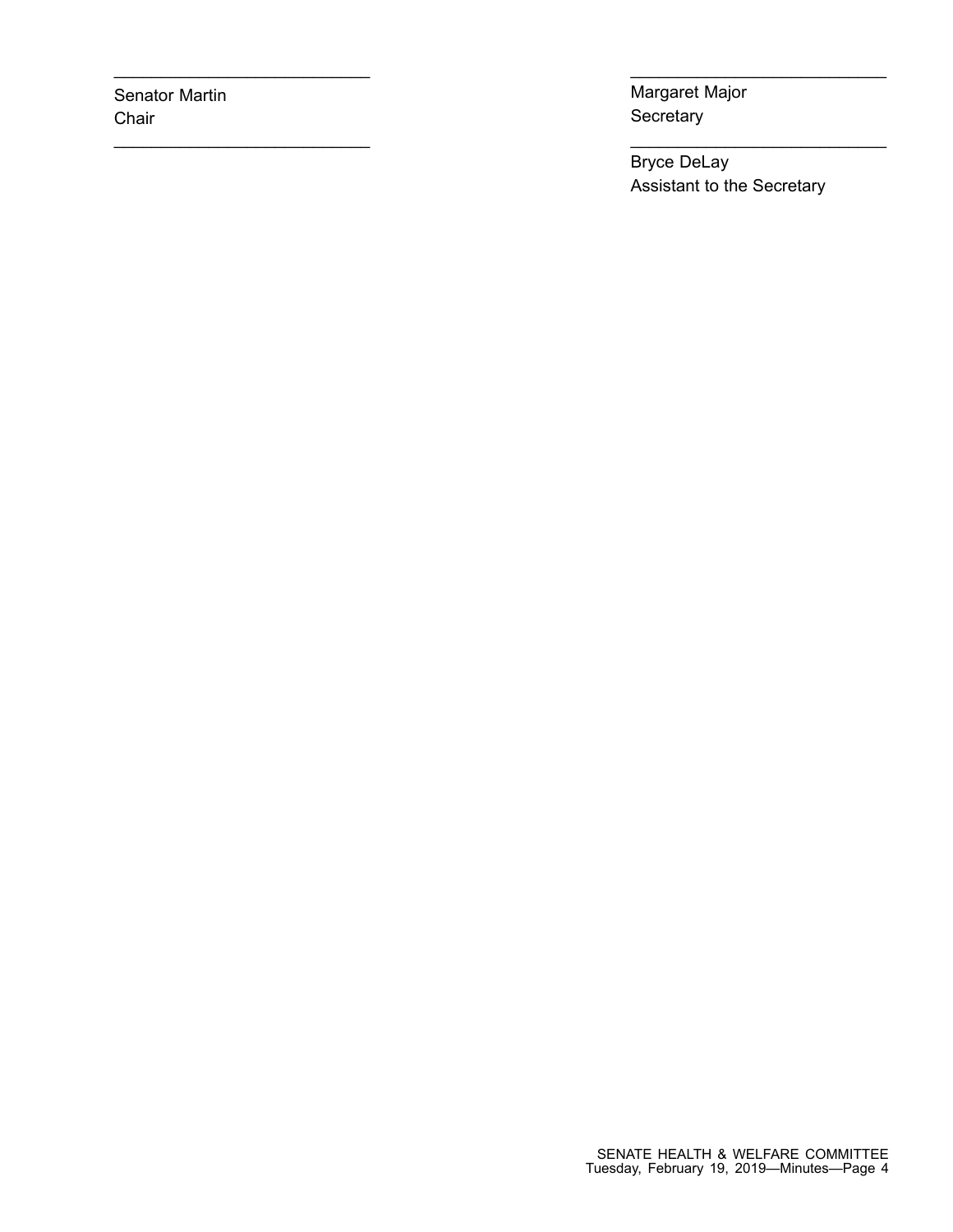___________________________

Senator Martin
Chair

___________________________

___________________________

Margaret Major
Secretary

___________________________

Bryce DeLay
Assistant to the Secretary